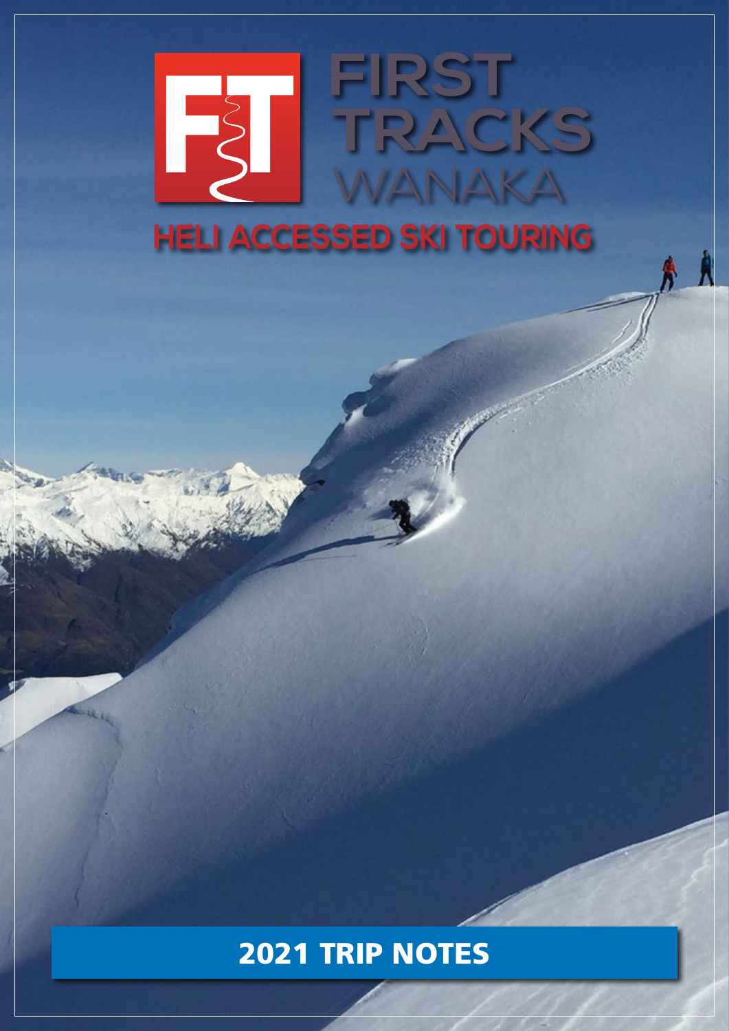# FIRST TRACKS WANAKA

## HELI ACCESSED SKI TOURING

## 2021 TRIP NOTES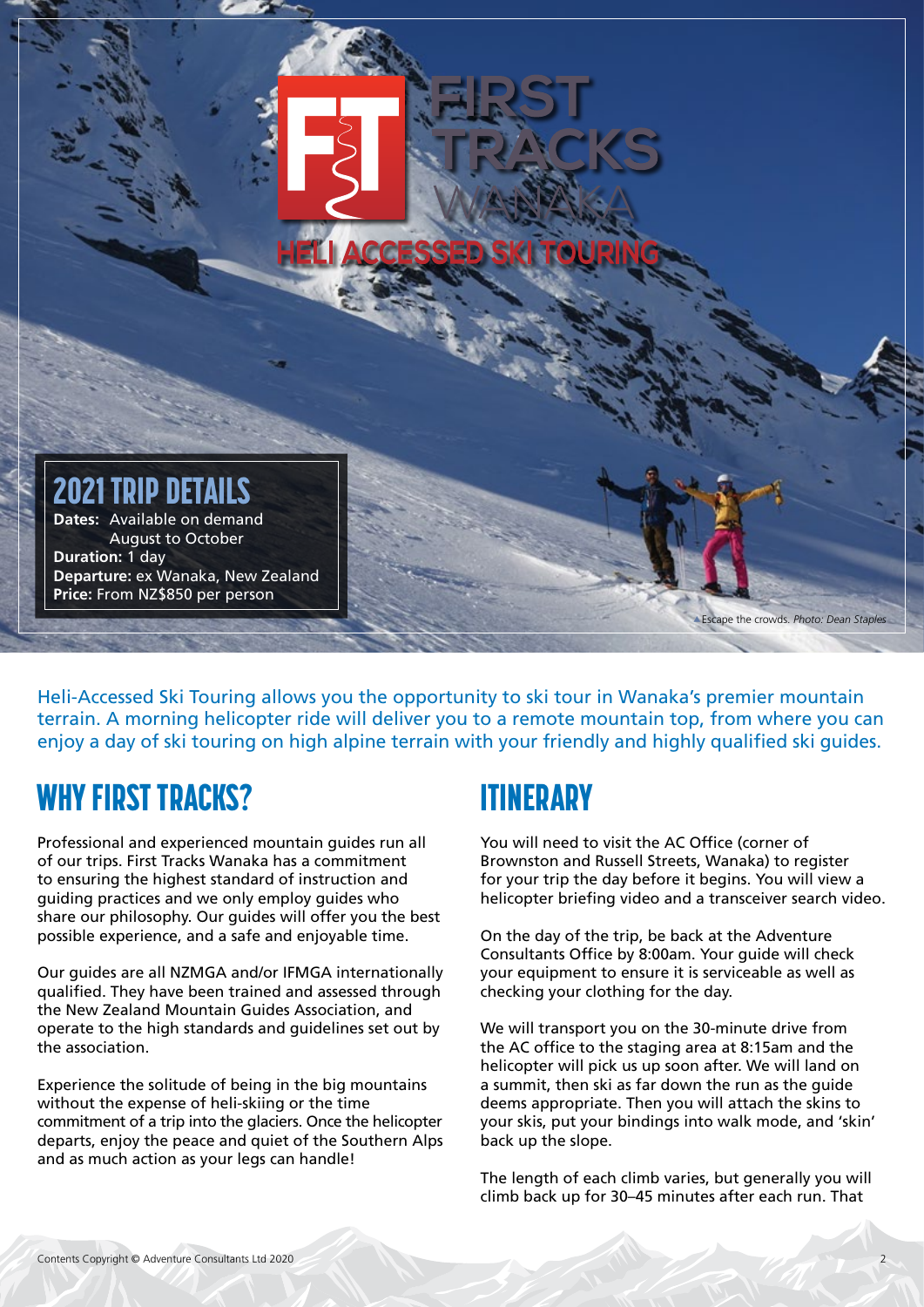# FIRST TRACKS WANAKA

## HELI ACCESSED SKI TOURING

## 2021 TRIP DETAILS

**Dates:** Available on demand August to October
**Duration:** 1 day
**Departure:** ex Wanaka, New Zealand
**Price:** From NZ$850 per person

Escape the crowds. *Photo: Dean Staples*

Heli-Accessed Ski Touring allows you the opportunity to ski tour in Wanaka's premier mountain terrain. A morning helicopter ride will deliver you to a remote mountain top, from where you can enjoy a day of ski touring on high alpine terrain with your friendly and highly qualified ski guides.

## WHY FIRST TRACKS?

Professional and experienced mountain guides run all of our trips. First Tracks Wanaka has a commitment to ensuring the highest standard of instruction and guiding practices and we only employ guides who share our philosophy. Our guides will offer you the best possible experience, and a safe and enjoyable time.

Our guides are all NZMGA and/or IFMGA internationally qualified. They have been trained and assessed through the New Zealand Mountain Guides Association, and operate to the high standards and guidelines set out by the association.

Experience the solitude of being in the big mountains without the expense of heli-skiing or the time commitment of a trip into the glaciers. Once the helicopter departs, enjoy the peace and quiet of the Southern Alps and as much action as your legs can handle!

## ITINERARY

You will need to visit the AC Office (corner of Brownston and Russell Streets, Wanaka) to register for your trip the day before it begins. You will view a helicopter briefing video and a transceiver search video.

On the day of the trip, be back at the Adventure Consultants Office by 8:00am. Your guide will check your equipment to ensure it is serviceable as well as checking your clothing for the day.

We will transport you on the 30-minute drive from the AC office to the staging area at 8:15am and the helicopter will pick us up soon after. We will land on a summit, then ski as far down the run as the guide deems appropriate. Then you will attach the skins to your skis, put your bindings into walk mode, and 'skin' back up the slope.

The length of each climb varies, but generally you will climb back up for 30–45 minutes after each run. That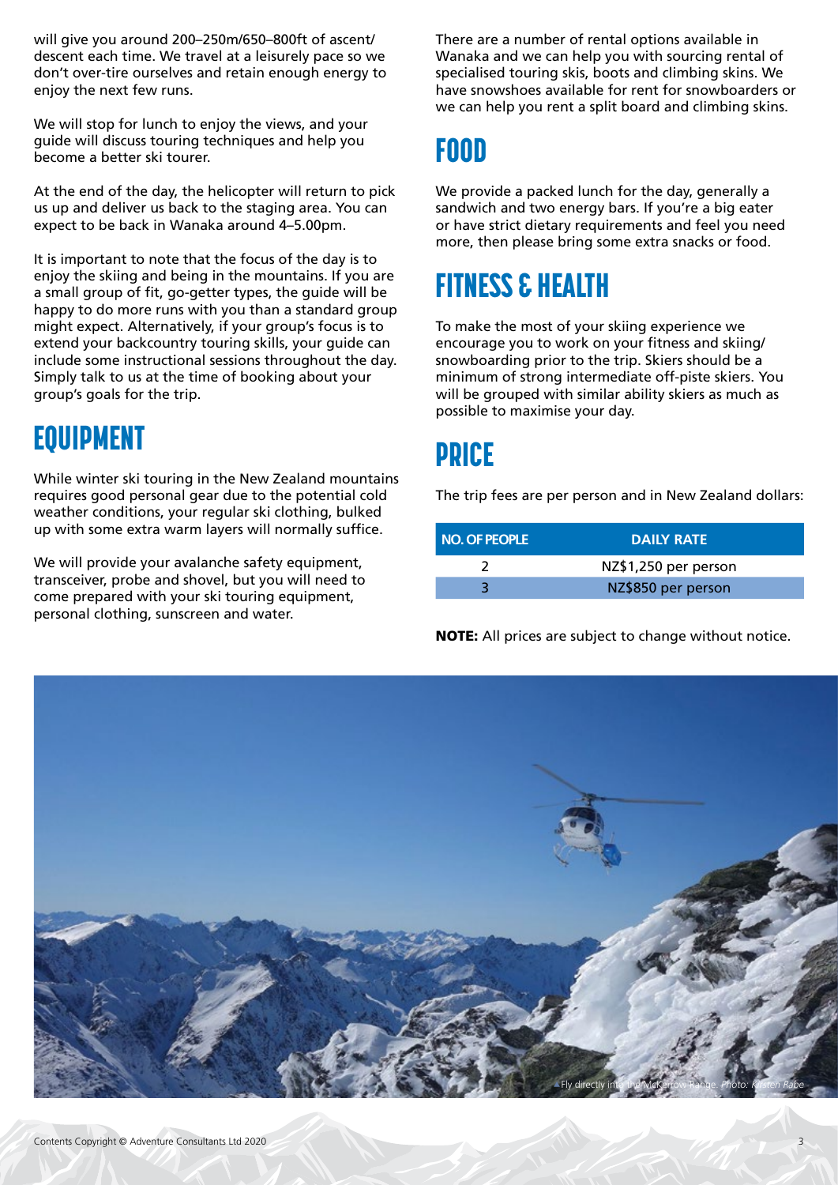will give you around 200–250m/650–800ft of ascent/descent each time. We travel at a leisurely pace so we don't over-tire ourselves and retain enough energy to enjoy the next few runs.

We will stop for lunch to enjoy the views, and your guide will discuss touring techniques and help you become a better ski tourer.

At the end of the day, the helicopter will return to pick us up and deliver us back to the staging area. You can expect to be back in Wanaka around 4–5.00pm.

It is important to note that the focus of the day is to enjoy the skiing and being in the mountains. If you are a small group of fit, go-getter types, the guide will be happy to do more runs with you than a standard group might expect. Alternatively, if your group's focus is to extend your backcountry touring skills, your guide can include some instructional sessions throughout the day. Simply talk to us at the time of booking about your group's goals for the trip.

## EQUIPMENT

While winter ski touring in the New Zealand mountains requires good personal gear due to the potential cold weather conditions, your regular ski clothing, bulked up with some extra warm layers will normally suffice.

We will provide your avalanche safety equipment, transceiver, probe and shovel, but you will need to come prepared with your ski touring equipment, personal clothing, sunscreen and water.

There are a number of rental options available in Wanaka and we can help you with sourcing rental of specialised touring skis, boots and climbing skins. We have snowshoes available for rent for snowboarders or we can help you rent a split board and climbing skins.

## FOOD

We provide a packed lunch for the day, generally a sandwich and two energy bars. If you're a big eater or have strict dietary requirements and feel you need more, then please bring some extra snacks or food.

## FITNESS & HEALTH

To make the most of your skiing experience we encourage you to work on your fitness and skiing/snowboarding prior to the trip. Skiers should be a minimum of strong intermediate off-piste skiers. You will be grouped with similar ability skiers as much as possible to maximise your day.

## PRICE

The trip fees are per person and in New Zealand dollars:

| NO. OF PEOPLE | DAILY RATE |
|---|---|
| 2 | NZ$1,250 per person |
| 3 | NZ$850 per person |

**NOTE:** All prices are subject to change without notice.

Fly directly into the McKerrow Range. *Photo: Kirsten Rabe*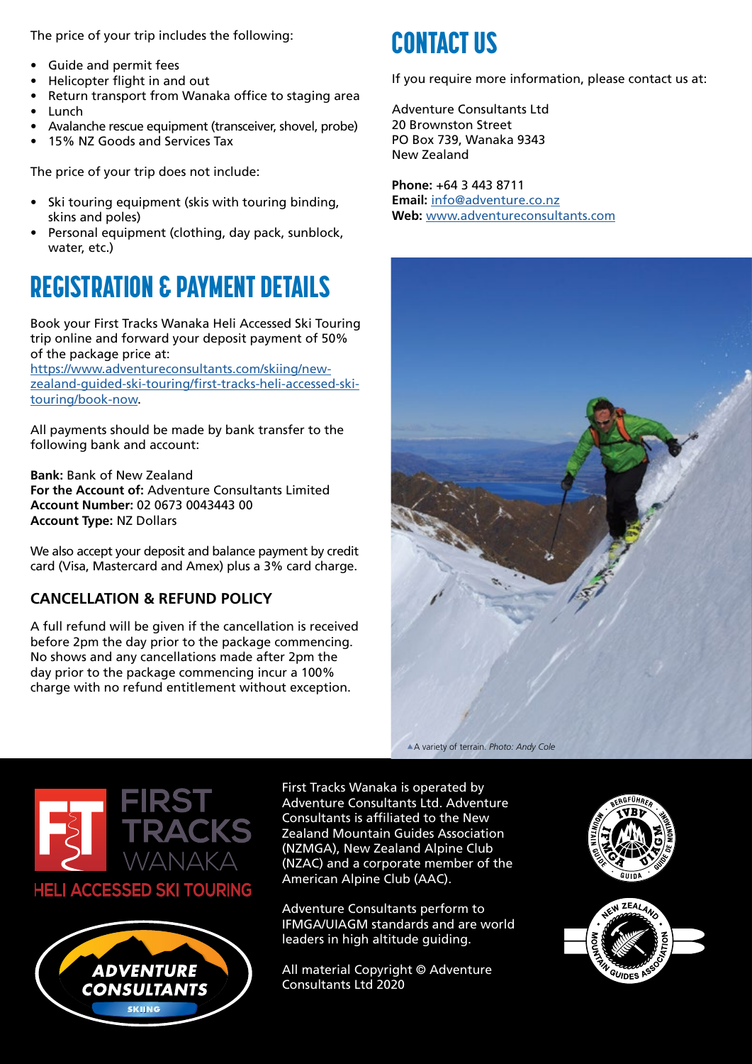The price of your trip includes the following:

- Guide and permit fees
- Helicopter flight in and out
- Return transport from Wanaka office to staging area
- Lunch
- Avalanche rescue equipment (transceiver, shovel, probe)
- 15% NZ Goods and Services Tax

The price of your trip does not include:

- Ski touring equipment (skis with touring binding, skins and poles)
- Personal equipment (clothing, day pack, sunblock, water, etc.)

# REGISTRATION & PAYMENT DETAILS

Book your First Tracks Wanaka Heli Accessed Ski Touring trip online and forward your deposit payment of 50% of the package price at: https://www.adventureconsultants.com/skiing/new-zealand-guided-ski-touring/first-tracks-heli-accessed-ski-touring/book-now.

All payments should be made by bank transfer to the following bank and account:

**Bank:** Bank of New Zealand
**For the Account of:** Adventure Consultants Limited
**Account Number:** 02 0673 0043443 00
**Account Type:** NZ Dollars

We also accept your deposit and balance payment by credit card (Visa, Mastercard and Amex) plus a 3% card charge.

## CANCELLATION & REFUND POLICY

A full refund will be given if the cancellation is received before 2pm the day prior to the package commencing. No shows and any cancellations made after 2pm the day prior to the package commencing incur a 100% charge with no refund entitlement without exception.

# CONTACT US

If you require more information, please contact us at:

Adventure Consultants Ltd
20 Brownston Street
PO Box 739, Wanaka 9343
New Zealand

**Phone:** +64 3 443 8711
**Email:** info@adventure.co.nz
**Web:** www.adventureconsultants.com

▲A variety of terrain. *Photo: Andy Cole*

First Tracks Wanaka is operated by Adventure Consultants Ltd. Adventure Consultants is affiliated to the New Zealand Mountain Guides Association (NZMGA), New Zealand Alpine Club (NZAC) and a corporate member of the American Alpine Club (AAC).

Adventure Consultants perform to IFMGA/UIAGM standards and are world leaders in high altitude guiding.

All material Copyright © Adventure Consultants Ltd 2020